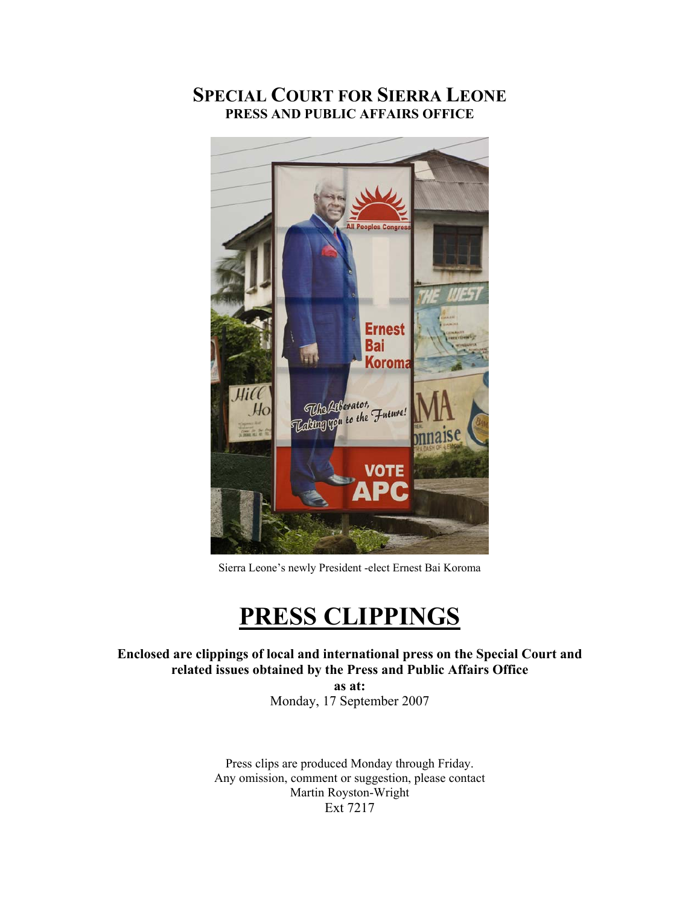# SPECIAL COURT FOR SIERRA LEONE
## PRESS AND PUBLIC AFFAIRS OFFICE

Sierra Leone's newly President -elect Ernest Bai Koroma

# PRESS CLIPPINGS

**Enclosed are clippings of local and international press on the Special Court and related issues obtained by the Press and Public Affairs Office**

**as at:**

Monday, 17 September 2007

Press clips are produced Monday through Friday.
Any omission, comment or suggestion, please contact
Martin Royston-Wright
Ext 7217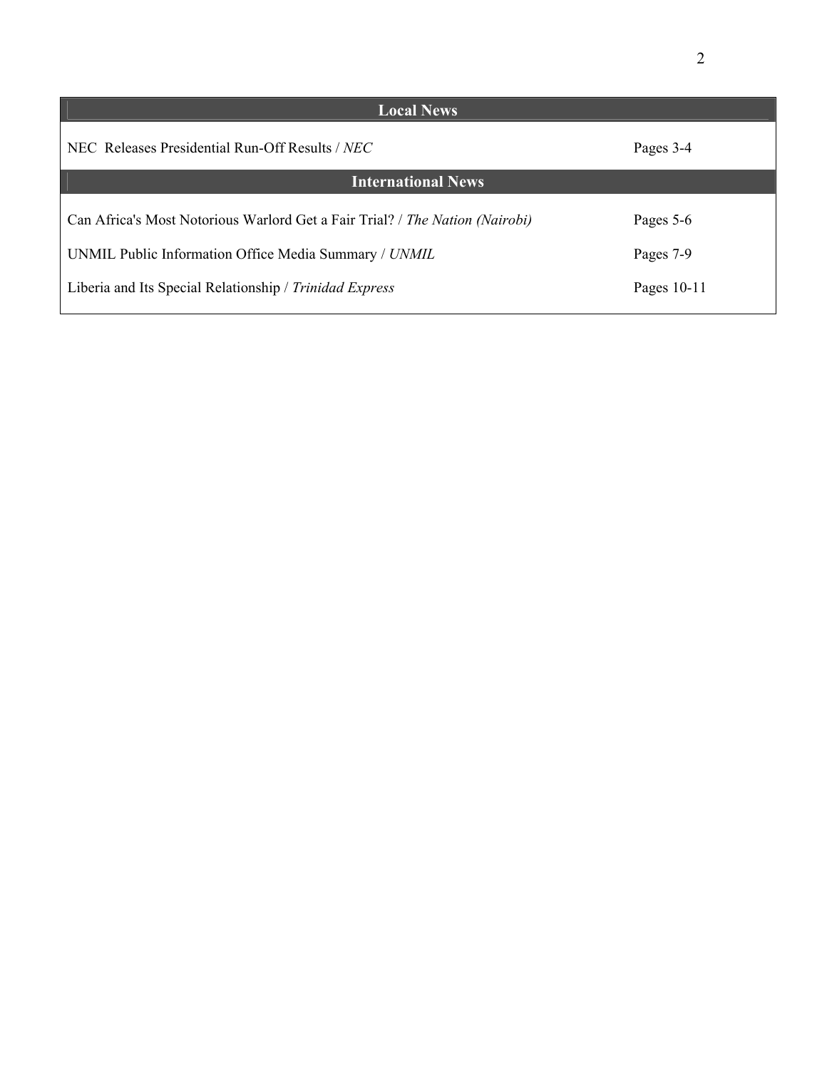| Local News | |
|---|---|
| NEC Releases Presidential Run-Off Results / *NEC* | Pages 3-4 |
| **International News** | |
| Can Africa's Most Notorious Warlord Get a Fair Trial? / *The Nation (Nairobi)* | Pages 5-6 |
| UNMIL Public Information Office Media Summary / *UNMIL* | Pages 7-9 |
| Liberia and Its Special Relationship / *Trinidad Express* | Pages 10-11 |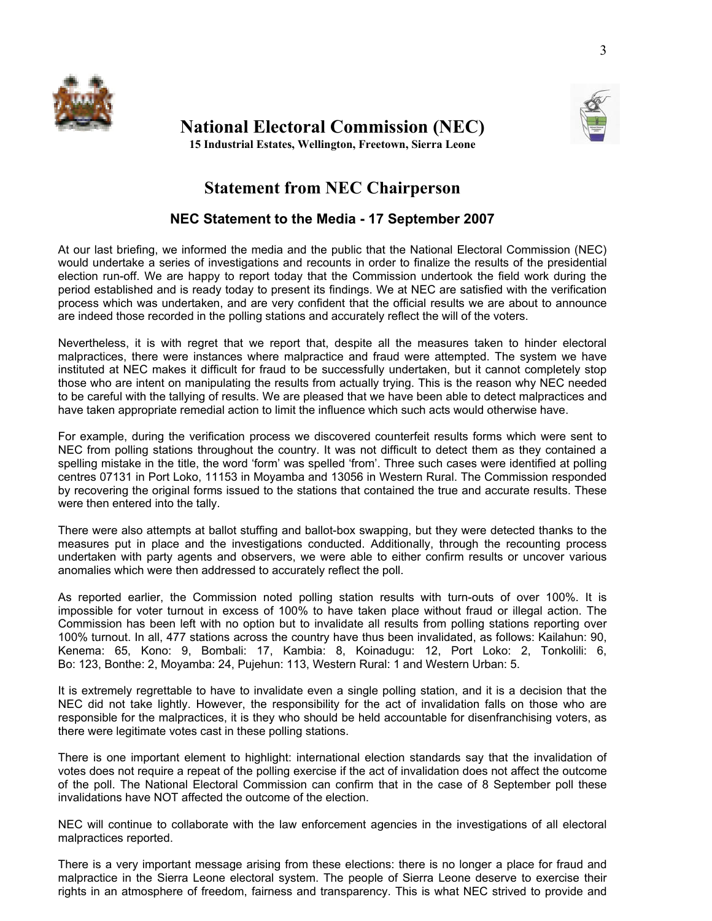# National Electoral Commission (NEC)

**15 Industrial Estates, Wellington, Freetown, Sierra Leone**

## Statement from NEC Chairperson

### NEC Statement to the Media - 17 September 2007

At our last briefing, we informed the media and the public that the National Electoral Commission (NEC) would undertake a series of investigations and recounts in order to finalize the results of the presidential election run-off. We are happy to report today that the Commission undertook the field work during the period established and is ready today to present its findings. We at NEC are satisfied with the verification process which was undertaken, and are very confident that the official results we are about to announce are indeed those recorded in the polling stations and accurately reflect the will of the voters.

Nevertheless, it is with regret that we report that, despite all the measures taken to hinder electoral malpractices, there were instances where malpractice and fraud were attempted. The system we have instituted at NEC makes it difficult for fraud to be successfully undertaken, but it cannot completely stop those who are intent on manipulating the results from actually trying. This is the reason why NEC needed to be careful with the tallying of results. We are pleased that we have been able to detect malpractices and have taken appropriate remedial action to limit the influence which such acts would otherwise have.

For example, during the verification process we discovered counterfeit results forms which were sent to NEC from polling stations throughout the country. It was not difficult to detect them as they contained a spelling mistake in the title, the word 'form' was spelled 'from'. Three such cases were identified at polling centres 07131 in Port Loko, 11153 in Moyamba and 13056 in Western Rural. The Commission responded by recovering the original forms issued to the stations that contained the true and accurate results. These were then entered into the tally.

There were also attempts at ballot stuffing and ballot-box swapping, but they were detected thanks to the measures put in place and the investigations conducted. Additionally, through the recounting process undertaken with party agents and observers, we were able to either confirm results or uncover various anomalies which were then addressed to accurately reflect the poll.

As reported earlier, the Commission noted polling station results with turn-outs of over 100%. It is impossible for voter turnout in excess of 100% to have taken place without fraud or illegal action. The Commission has been left with no option but to invalidate all results from polling stations reporting over 100% turnout. In all, 477 stations across the country have thus been invalidated, as follows: Kailahun: 90, Kenema: 65, Kono: 9, Bombali: 17, Kambia: 8, Koinadugu: 12, Port Loko: 2, Tonkolili: 6, Bo: 123, Bonthe: 2, Moyamba: 24, Pujehun: 113, Western Rural: 1 and Western Urban: 5.

It is extremely regrettable to have to invalidate even a single polling station, and it is a decision that the NEC did not take lightly. However, the responsibility for the act of invalidation falls on those who are responsible for the malpractices, it is they who should be held accountable for disenfranchising voters, as there were legitimate votes cast in these polling stations.

There is one important element to highlight: international election standards say that the invalidation of votes does not require a repeat of the polling exercise if the act of invalidation does not affect the outcome of the poll. The National Electoral Commission can confirm that in the case of 8 September poll these invalidations have NOT affected the outcome of the election.

NEC will continue to collaborate with the law enforcement agencies in the investigations of all electoral malpractices reported.

There is a very important message arising from these elections: there is no longer a place for fraud and malpractice in the Sierra Leone electoral system. The people of Sierra Leone deserve to exercise their rights in an atmosphere of freedom, fairness and transparency. This is what NEC strived to provide and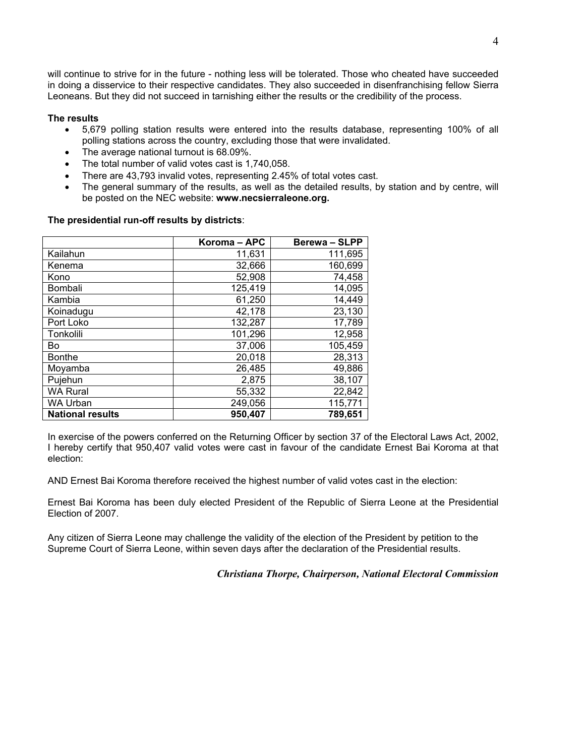will continue to strive for in the future - nothing less will be tolerated. Those who cheated have succeeded in doing a disservice to their respective candidates. They also succeeded in disenfranchising fellow Sierra Leoneans. But they did not succeed in tarnishing either the results or the credibility of the process.

**The results**

- 5,679 polling station results were entered into the results database, representing 100% of all polling stations across the country, excluding those that were invalidated.
- The average national turnout is 68.09%.
- The total number of valid votes cast is 1,740,058.
- There are 43,793 invalid votes, representing 2.45% of total votes cast.
- The general summary of the results, as well as the detailed results, by station and by centre, will be posted on the NEC website: **www.necsierraleone.org.**

**The presidential run-off results by districts**:

| | Koroma – APC | Berewa – SLPP |
|---|---|---|
| Kailahun | 11,631 | 111,695 |
| Kenema | 32,666 | 160,699 |
| Kono | 52,908 | 74,458 |
| Bombali | 125,419 | 14,095 |
| Kambia | 61,250 | 14,449 |
| Koinadugu | 42,178 | 23,130 |
| Port Loko | 132,287 | 17,789 |
| Tonkolili | 101,296 | 12,958 |
| Bo | 37,006 | 105,459 |
| Bonthe | 20,018 | 28,313 |
| Moyamba | 26,485 | 49,886 |
| Pujehun | 2,875 | 38,107 |
| WA Rural | 55,332 | 22,842 |
| WA Urban | 249,056 | 115,771 |
| **National results** | **950,407** | **789,651** |

In exercise of the powers conferred on the Returning Officer by section 37 of the Electoral Laws Act, 2002, I hereby certify that 950,407 valid votes were cast in favour of the candidate Ernest Bai Koroma at that election:

AND Ernest Bai Koroma therefore received the highest number of valid votes cast in the election:

Ernest Bai Koroma has been duly elected President of the Republic of Sierra Leone at the Presidential Election of 2007.

Any citizen of Sierra Leone may challenge the validity of the election of the President by petition to the Supreme Court of Sierra Leone, within seven days after the declaration of the Presidential results.

***Christiana Thorpe, Chairperson, National Electoral Commission***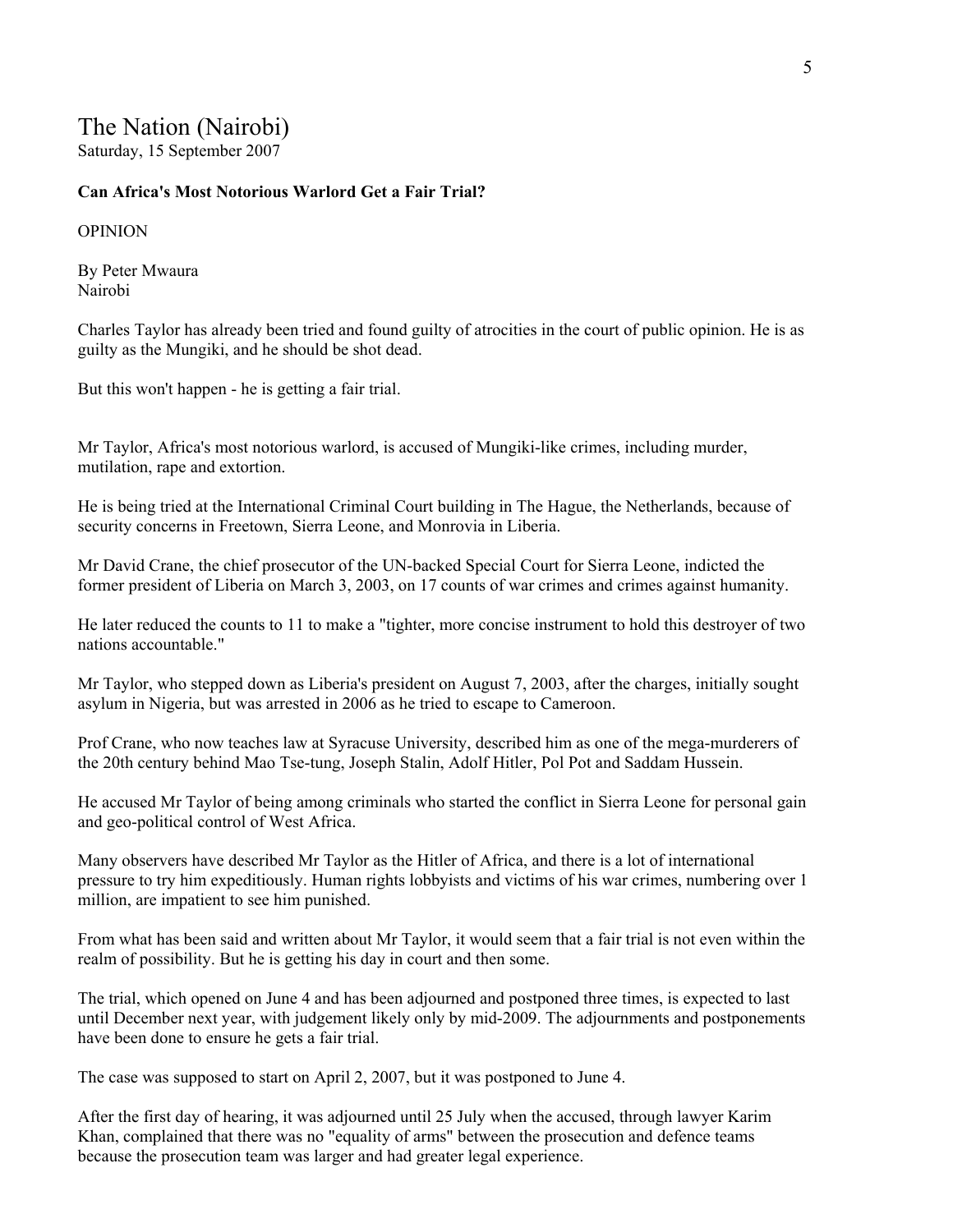# The Nation (Nairobi)

Saturday, 15 September 2007

**Can Africa's Most Notorious Warlord Get a Fair Trial?**

OPINION

By Peter Mwaura
Nairobi

Charles Taylor has already been tried and found guilty of atrocities in the court of public opinion. He is as guilty as the Mungiki, and he should be shot dead.

But this won't happen - he is getting a fair trial.

Mr Taylor, Africa's most notorious warlord, is accused of Mungiki-like crimes, including murder, mutilation, rape and extortion.

He is being tried at the International Criminal Court building in The Hague, the Netherlands, because of security concerns in Freetown, Sierra Leone, and Monrovia in Liberia.

Mr David Crane, the chief prosecutor of the UN-backed Special Court for Sierra Leone, indicted the former president of Liberia on March 3, 2003, on 17 counts of war crimes and crimes against humanity.

He later reduced the counts to 11 to make a "tighter, more concise instrument to hold this destroyer of two nations accountable."

Mr Taylor, who stepped down as Liberia's president on August 7, 2003, after the charges, initially sought asylum in Nigeria, but was arrested in 2006 as he tried to escape to Cameroon.

Prof Crane, who now teaches law at Syracuse University, described him as one of the mega-murderers of the 20th century behind Mao Tse-tung, Joseph Stalin, Adolf Hitler, Pol Pot and Saddam Hussein.

He accused Mr Taylor of being among criminals who started the conflict in Sierra Leone for personal gain and geo-political control of West Africa.

Many observers have described Mr Taylor as the Hitler of Africa, and there is a lot of international pressure to try him expeditiously. Human rights lobbyists and victims of his war crimes, numbering over 1 million, are impatient to see him punished.

From what has been said and written about Mr Taylor, it would seem that a fair trial is not even within the realm of possibility. But he is getting his day in court and then some.

The trial, which opened on June 4 and has been adjourned and postponed three times, is expected to last until December next year, with judgement likely only by mid-2009. The adjournments and postponements have been done to ensure he gets a fair trial.

The case was supposed to start on April 2, 2007, but it was postponed to June 4.

After the first day of hearing, it was adjourned until 25 July when the accused, through lawyer Karim Khan, complained that there was no "equality of arms" between the prosecution and defence teams because the prosecution team was larger and had greater legal experience.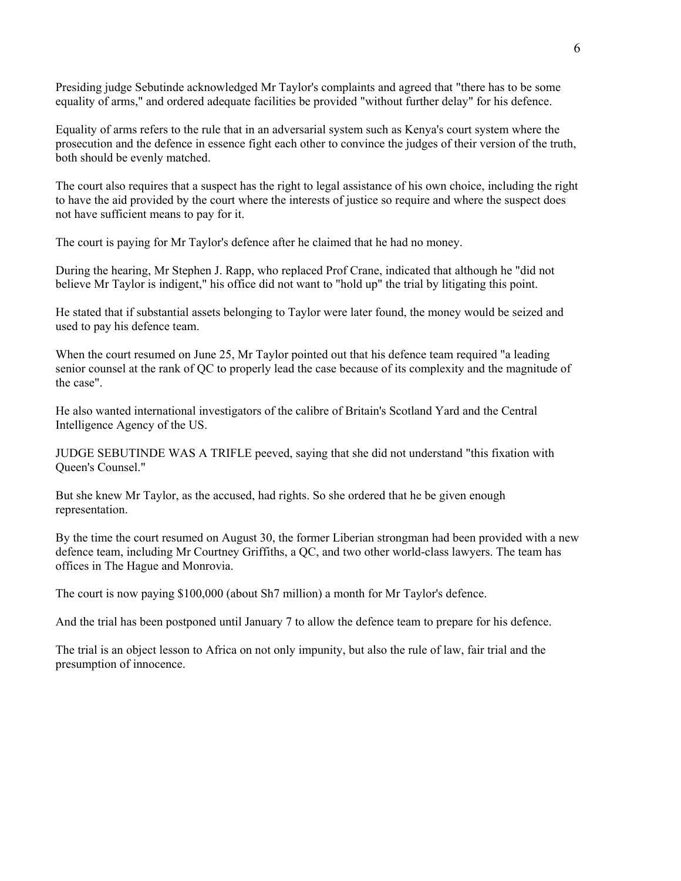Presiding judge Sebutinde acknowledged Mr Taylor's complaints and agreed that "there has to be some equality of arms," and ordered adequate facilities be provided "without further delay" for his defence.

Equality of arms refers to the rule that in an adversarial system such as Kenya's court system where the prosecution and the defence in essence fight each other to convince the judges of their version of the truth, both should be evenly matched.

The court also requires that a suspect has the right to legal assistance of his own choice, including the right to have the aid provided by the court where the interests of justice so require and where the suspect does not have sufficient means to pay for it.

The court is paying for Mr Taylor's defence after he claimed that he had no money.

During the hearing, Mr Stephen J. Rapp, who replaced Prof Crane, indicated that although he "did not believe Mr Taylor is indigent," his office did not want to "hold up" the trial by litigating this point.

He stated that if substantial assets belonging to Taylor were later found, the money would be seized and used to pay his defence team.

When the court resumed on June 25, Mr Taylor pointed out that his defence team required "a leading senior counsel at the rank of QC to properly lead the case because of its complexity and the magnitude of the case".

He also wanted international investigators of the calibre of Britain's Scotland Yard and the Central Intelligence Agency of the US.

JUDGE SEBUTINDE WAS A TRIFLE peeved, saying that she did not understand "this fixation with Queen's Counsel."

But she knew Mr Taylor, as the accused, had rights. So she ordered that he be given enough representation.

By the time the court resumed on August 30, the former Liberian strongman had been provided with a new defence team, including Mr Courtney Griffiths, a QC, and two other world-class lawyers. The team has offices in The Hague and Monrovia.

The court is now paying $100,000 (about Sh7 million) a month for Mr Taylor's defence.

And the trial has been postponed until January 7 to allow the defence team to prepare for his defence.

The trial is an object lesson to Africa on not only impunity, but also the rule of law, fair trial and the presumption of innocence.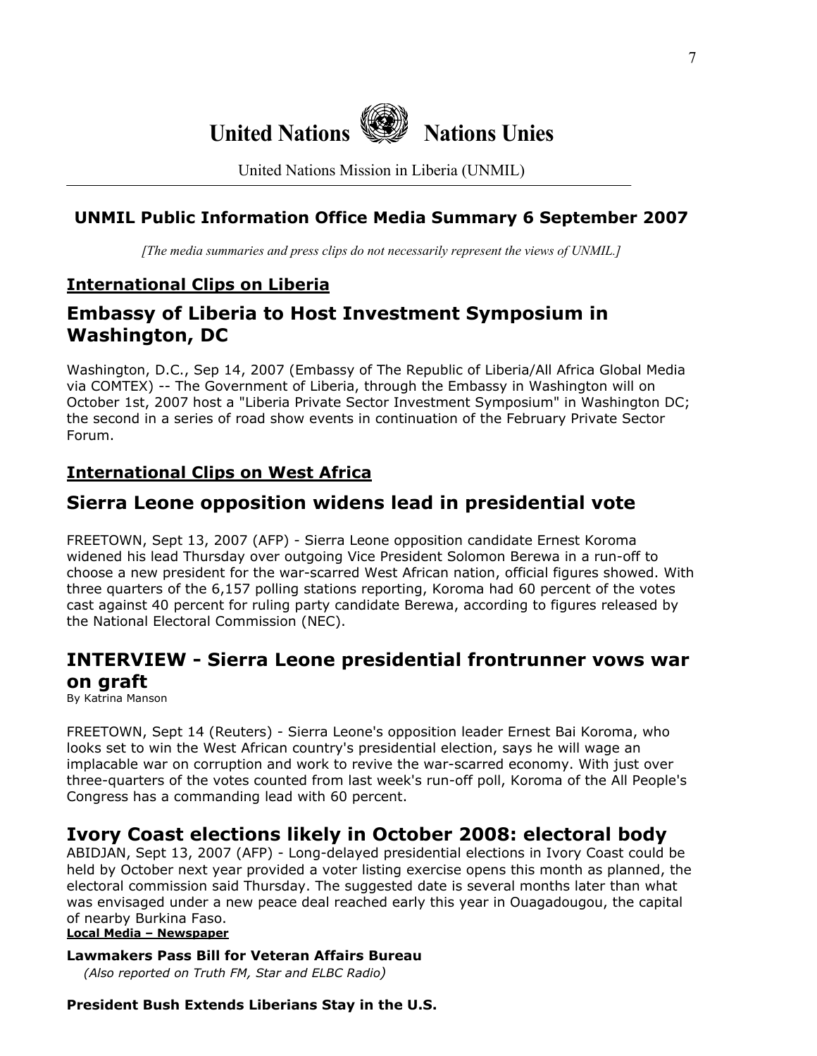# United Nations Nations Unies

United Nations Mission in Liberia (UNMIL)

## UNMIL Public Information Office Media Summary 6 September 2007

*[The media summaries and press clips do not necessarily represent the views of UNMIL.]*

### International Clips on Liberia

## Embassy of Liberia to Host Investment Symposium in Washington, DC

Washington, D.C., Sep 14, 2007 (Embassy of The Republic of Liberia/All Africa Global Media via COMTEX) -- The Government of Liberia, through the Embassy in Washington will on October 1st, 2007 host a "Liberia Private Sector Investment Symposium" in Washington DC; the second in a series of road show events in continuation of the February Private Sector Forum.

### International Clips on West Africa

## Sierra Leone opposition widens lead in presidential vote

FREETOWN, Sept 13, 2007 (AFP) - Sierra Leone opposition candidate Ernest Koroma widened his lead Thursday over outgoing Vice President Solomon Berewa in a run-off to choose a new president for the war-scarred West African nation, official figures showed. With three quarters of the 6,157 polling stations reporting, Koroma had 60 percent of the votes cast against 40 percent for ruling party candidate Berewa, according to figures released by the National Electoral Commission (NEC).

## INTERVIEW - Sierra Leone presidential frontrunner vows war on graft

By Katrina Manson

FREETOWN, Sept 14 (Reuters) - Sierra Leone's opposition leader Ernest Bai Koroma, who looks set to win the West African country's presidential election, says he will wage an implacable war on corruption and work to revive the war-scarred economy. With just over three-quarters of the votes counted from last week's run-off poll, Koroma of the All People's Congress has a commanding lead with 60 percent.

## Ivory Coast elections likely in October 2008: electoral body

ABIDJAN, Sept 13, 2007 (AFP) - Long-delayed presidential elections in Ivory Coast could be held by October next year provided a voter listing exercise opens this month as planned, the electoral commission said Thursday. The suggested date is several months later than what was envisaged under a new peace deal reached early this year in Ouagadougou, the capital of nearby Burkina Faso.

### Local Media – Newspaper

**Lawmakers Pass Bill for Veteran Affairs Bureau**

*(Also reported on Truth FM, Star and ELBC Radio)*

**President Bush Extends Liberians Stay in the U.S.**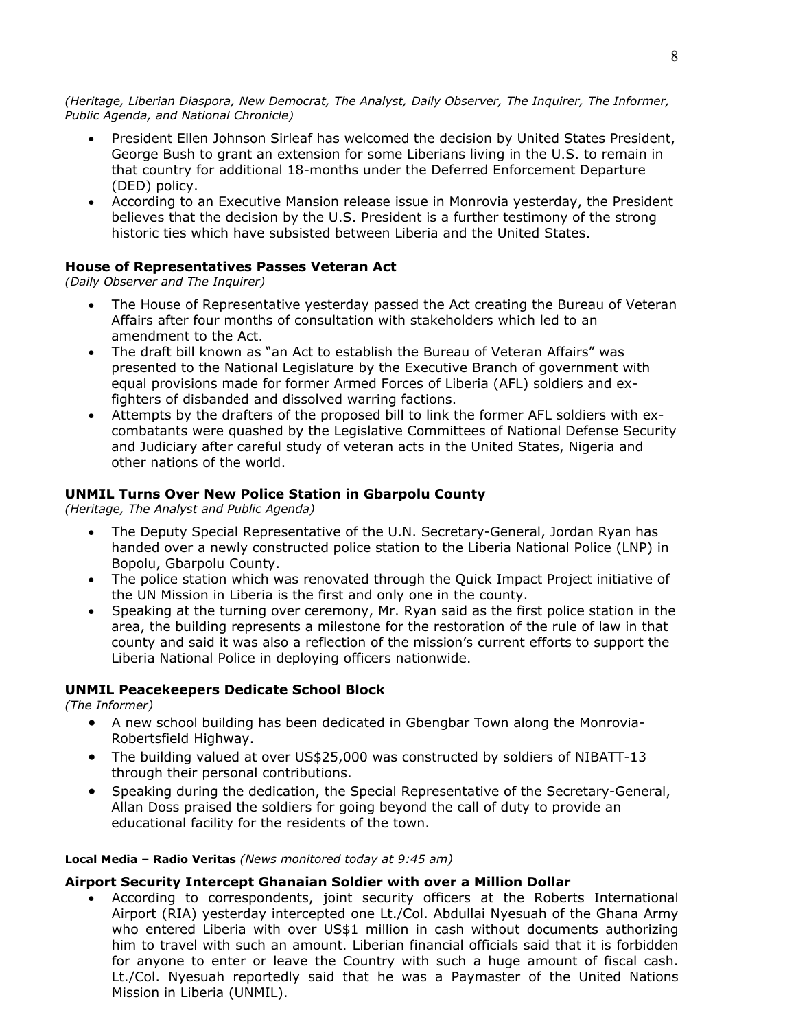*(Heritage, Liberian Diaspora, New Democrat, The Analyst, Daily Observer, The Inquirer, The Informer, Public Agenda, and National Chronicle)*

- President Ellen Johnson Sirleaf has welcomed the decision by United States President, George Bush to grant an extension for some Liberians living in the U.S. to remain in that country for additional 18-months under the Deferred Enforcement Departure (DED) policy.
- According to an Executive Mansion release issue in Monrovia yesterday, the President believes that the decision by the U.S. President is a further testimony of the strong historic ties which have subsisted between Liberia and the United States.

### House of Representatives Passes Veteran Act

*(Daily Observer and The Inquirer)*

- The House of Representative yesterday passed the Act creating the Bureau of Veteran Affairs after four months of consultation with stakeholders which led to an amendment to the Act.
- The draft bill known as "an Act to establish the Bureau of Veteran Affairs" was presented to the National Legislature by the Executive Branch of government with equal provisions made for former Armed Forces of Liberia (AFL) soldiers and ex-fighters of disbanded and dissolved warring factions.
- Attempts by the drafters of the proposed bill to link the former AFL soldiers with ex-combatants were quashed by the Legislative Committees of National Defense Security and Judiciary after careful study of veteran acts in the United States, Nigeria and other nations of the world.

### UNMIL Turns Over New Police Station in Gbarpolu County

*(Heritage, The Analyst and Public Agenda)*

- The Deputy Special Representative of the U.N. Secretary-General, Jordan Ryan has handed over a newly constructed police station to the Liberia National Police (LNP) in Bopolu, Gbarpolu County.
- The police station which was renovated through the Quick Impact Project initiative of the UN Mission in Liberia is the first and only one in the county.
- Speaking at the turning over ceremony, Mr. Ryan said as the first police station in the area, the building represents a milestone for the restoration of the rule of law in that county and said it was also a reflection of the mission's current efforts to support the Liberia National Police in deploying officers nationwide.

### UNMIL Peacekeepers Dedicate School Block

*(The Informer)*

- A new school building has been dedicated in Gbengbar Town along the Monrovia-Robertsfield Highway.
- The building valued at over US$25,000 was constructed by soldiers of NIBATT-13 through their personal contributions.
- Speaking during the dedication, the Special Representative of the Secretary-General, Allan Doss praised the soldiers for going beyond the call of duty to provide an educational facility for the residents of the town.

**Local Media – Radio Veritas** *(News monitored today at 9:45 am)*

### Airport Security Intercept Ghanaian Soldier with over a Million Dollar

- According to correspondents, joint security officers at the Roberts International Airport (RIA) yesterday intercepted one Lt./Col. Abdullai Nyesuah of the Ghana Army who entered Liberia with over US$1 million in cash without documents authorizing him to travel with such an amount. Liberian financial officials said that it is forbidden for anyone to enter or leave the Country with such a huge amount of fiscal cash. Lt./Col. Nyesuah reportedly said that he was a Paymaster of the United Nations Mission in Liberia (UNMIL).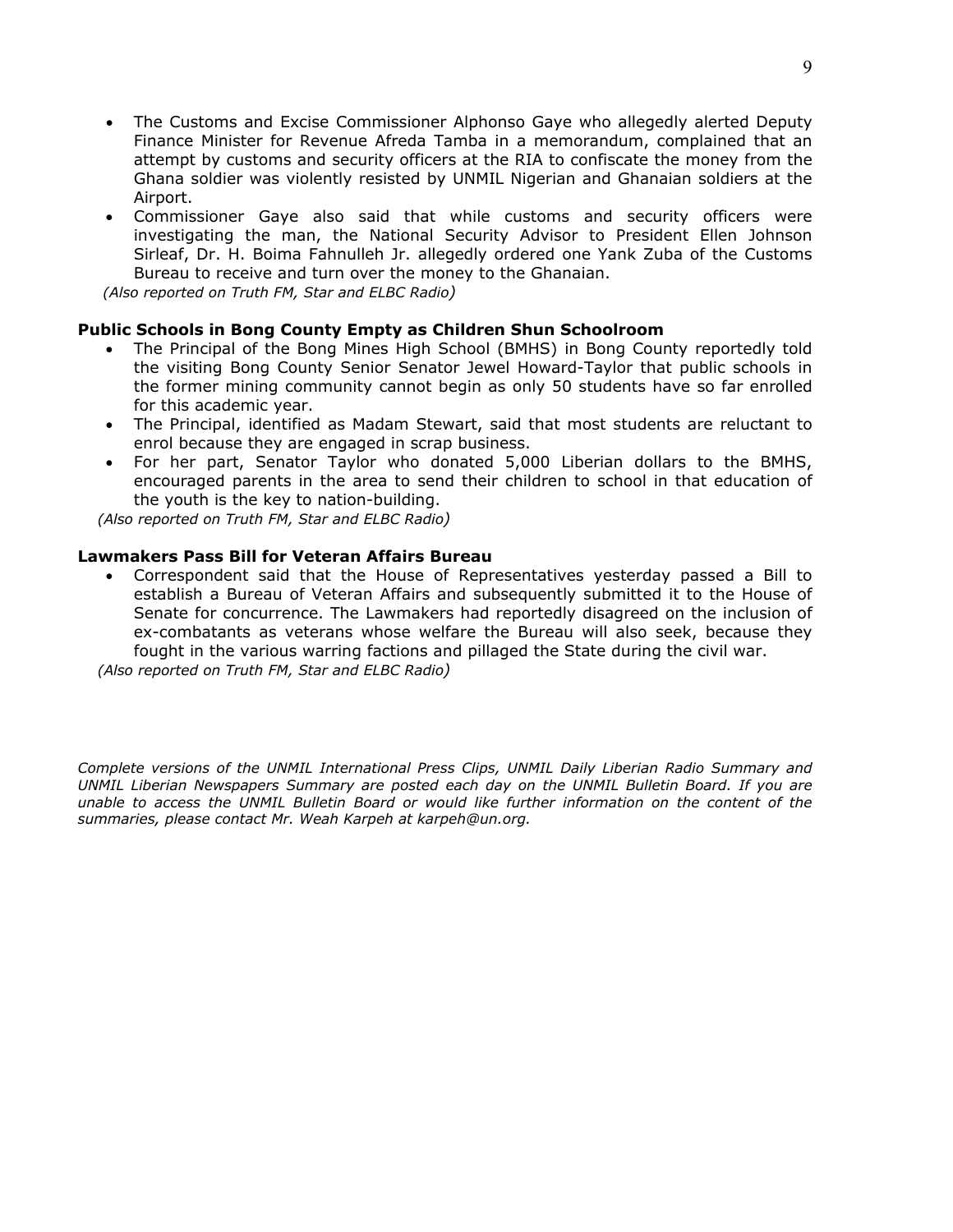- The Customs and Excise Commissioner Alphonso Gaye who allegedly alerted Deputy Finance Minister for Revenue Afreda Tamba in a memorandum, complained that an attempt by customs and security officers at the RIA to confiscate the money from the Ghana soldier was violently resisted by UNMIL Nigerian and Ghanaian soldiers at the Airport.
- Commissioner Gaye also said that while customs and security officers were investigating the man, the National Security Advisor to President Ellen Johnson Sirleaf, Dr. H. Boima Fahnulleh Jr. allegedly ordered one Yank Zuba of the Customs Bureau to receive and turn over the money to the Ghanaian.

*(Also reported on Truth FM, Star and ELBC Radio)*

**Public Schools in Bong County Empty as Children Shun Schoolroom**

- The Principal of the Bong Mines High School (BMHS) in Bong County reportedly told the visiting Bong County Senior Senator Jewel Howard-Taylor that public schools in the former mining community cannot begin as only 50 students have so far enrolled for this academic year.
- The Principal, identified as Madam Stewart, said that most students are reluctant to enrol because they are engaged in scrap business.
- For her part, Senator Taylor who donated 5,000 Liberian dollars to the BMHS, encouraged parents in the area to send their children to school in that education of the youth is the key to nation-building.

*(Also reported on Truth FM, Star and ELBC Radio)*

**Lawmakers Pass Bill for Veteran Affairs Bureau**

- Correspondent said that the House of Representatives yesterday passed a Bill to establish a Bureau of Veteran Affairs and subsequently submitted it to the House of Senate for concurrence. The Lawmakers had reportedly disagreed on the inclusion of ex-combatants as veterans whose welfare the Bureau will also seek, because they fought in the various warring factions and pillaged the State during the civil war.

*(Also reported on Truth FM, Star and ELBC Radio)*

*Complete versions of the UNMIL International Press Clips, UNMIL Daily Liberian Radio Summary and UNMIL Liberian Newspapers Summary are posted each day on the UNMIL Bulletin Board. If you are unable to access the UNMIL Bulletin Board or would like further information on the content of the summaries, please contact Mr. Weah Karpeh at karpeh@un.org.*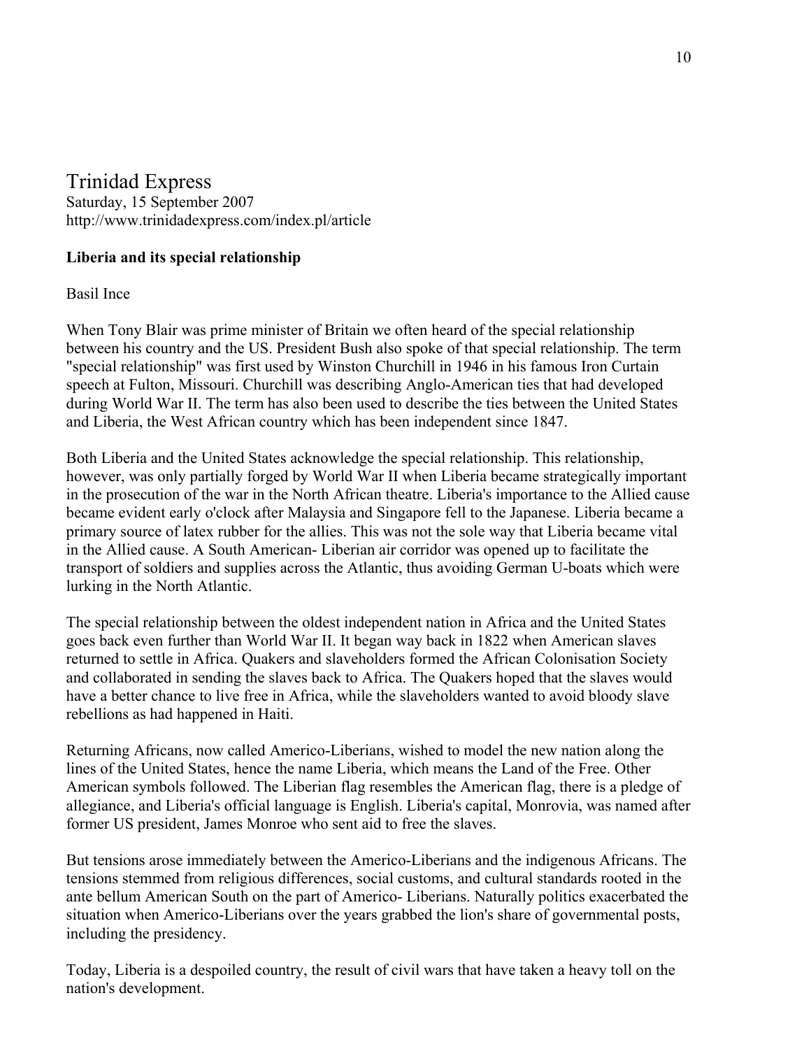# Trinidad Express

Saturday, 15 September 2007
http://www.trinidadexpress.com/index.pl/article

**Liberia and its special relationship**

Basil Ince

When Tony Blair was prime minister of Britain we often heard of the special relationship between his country and the US. President Bush also spoke of that special relationship. The term "special relationship" was first used by Winston Churchill in 1946 in his famous Iron Curtain speech at Fulton, Missouri. Churchill was describing Anglo-American ties that had developed during World War II. The term has also been used to describe the ties between the United States and Liberia, the West African country which has been independent since 1847.

Both Liberia and the United States acknowledge the special relationship. This relationship, however, was only partially forged by World War II when Liberia became strategically important in the prosecution of the war in the North African theatre. Liberia's importance to the Allied cause became evident early o'clock after Malaysia and Singapore fell to the Japanese. Liberia became a primary source of latex rubber for the allies. This was not the sole way that Liberia became vital in the Allied cause. A South American- Liberian air corridor was opened up to facilitate the transport of soldiers and supplies across the Atlantic, thus avoiding German U-boats which were lurking in the North Atlantic.

The special relationship between the oldest independent nation in Africa and the United States goes back even further than World War II. It began way back in 1822 when American slaves returned to settle in Africa. Quakers and slaveholders formed the African Colonisation Society and collaborated in sending the slaves back to Africa. The Quakers hoped that the slaves would have a better chance to live free in Africa, while the slaveholders wanted to avoid bloody slave rebellions as had happened in Haiti.

Returning Africans, now called Americo-Liberians, wished to model the new nation along the lines of the United States, hence the name Liberia, which means the Land of the Free. Other American symbols followed. The Liberian flag resembles the American flag, there is a pledge of allegiance, and Liberia's official language is English. Liberia's capital, Monrovia, was named after former US president, James Monroe who sent aid to free the slaves.

But tensions arose immediately between the Americo-Liberians and the indigenous Africans. The tensions stemmed from religious differences, social customs, and cultural standards rooted in the ante bellum American South on the part of Americo- Liberians. Naturally politics exacerbated the situation when Americo-Liberians over the years grabbed the lion's share of governmental posts, including the presidency.

Today, Liberia is a despoiled country, the result of civil wars that have taken a heavy toll on the nation's development.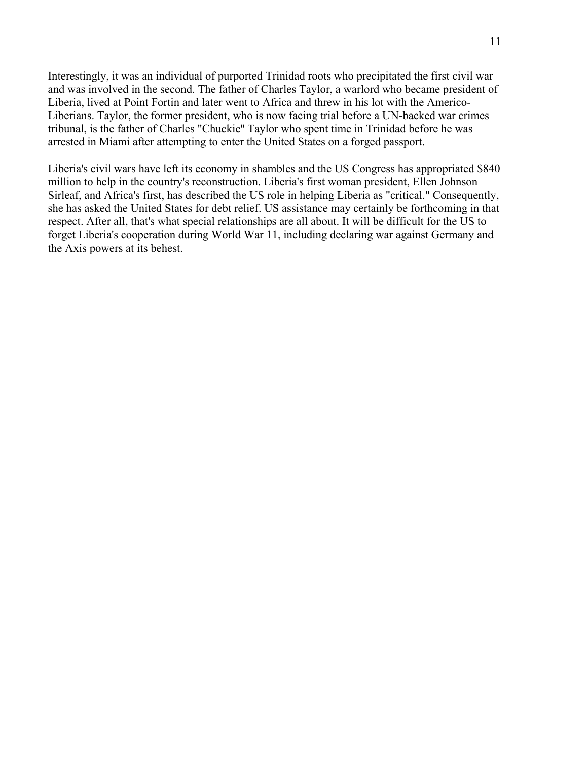Interestingly, it was an individual of purported Trinidad roots who precipitated the first civil war and was involved in the second. The father of Charles Taylor, a warlord who became president of Liberia, lived at Point Fortin and later went to Africa and threw in his lot with the Americo-Liberians. Taylor, the former president, who is now facing trial before a UN-backed war crimes tribunal, is the father of Charles "Chuckie" Taylor who spent time in Trinidad before he was arrested in Miami after attempting to enter the United States on a forged passport.

Liberia's civil wars have left its economy in shambles and the US Congress has appropriated $840 million to help in the country's reconstruction. Liberia's first woman president, Ellen Johnson Sirleaf, and Africa's first, has described the US role in helping Liberia as "critical." Consequently, she has asked the United States for debt relief. US assistance may certainly be forthcoming in that respect. After all, that's what special relationships are all about. It will be difficult for the US to forget Liberia's cooperation during World War 11, including declaring war against Germany and the Axis powers at its behest.